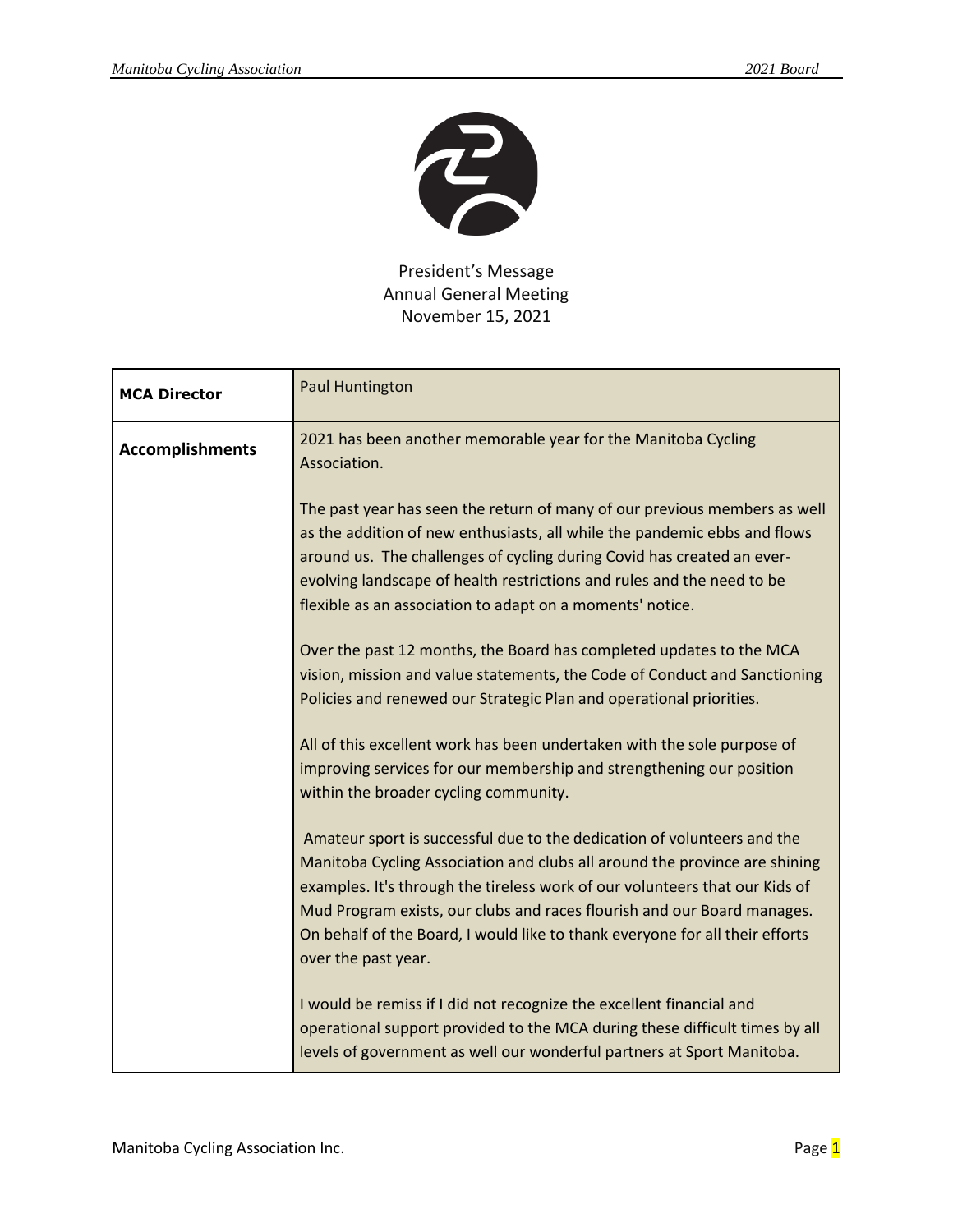President's Message
Annual General Meeting
November 15, 2021

| **MCA Director** | Paul Huntington |
|---|---|
| **Accomplishments** | 2021 has been another memorable year for the Manitoba Cycling Association.<br><br>The past year has seen the return of many of our previous members as well as the addition of new enthusiasts, all while the pandemic ebbs and flows around us. The challenges of cycling during Covid has created an ever-evolving landscape of health restrictions and rules and the need to be flexible as an association to adapt on a moments' notice.<br><br>Over the past 12 months, the Board has completed updates to the MCA vision, mission and value statements, the Code of Conduct and Sanctioning Policies and renewed our Strategic Plan and operational priorities.<br><br>All of this excellent work has been undertaken with the sole purpose of improving services for our membership and strengthening our position within the broader cycling community.<br><br>Amateur sport is successful due to the dedication of volunteers and the Manitoba Cycling Association and clubs all around the province are shining examples. It's through the tireless work of our volunteers that our Kids of Mud Program exists, our clubs and races flourish and our Board manages. On behalf of the Board, I would like to thank everyone for all their efforts over the past year.<br><br>I would be remiss if I did not recognize the excellent financial and operational support provided to the MCA during these difficult times by all levels of government as well our wonderful partners at Sport Manitoba. |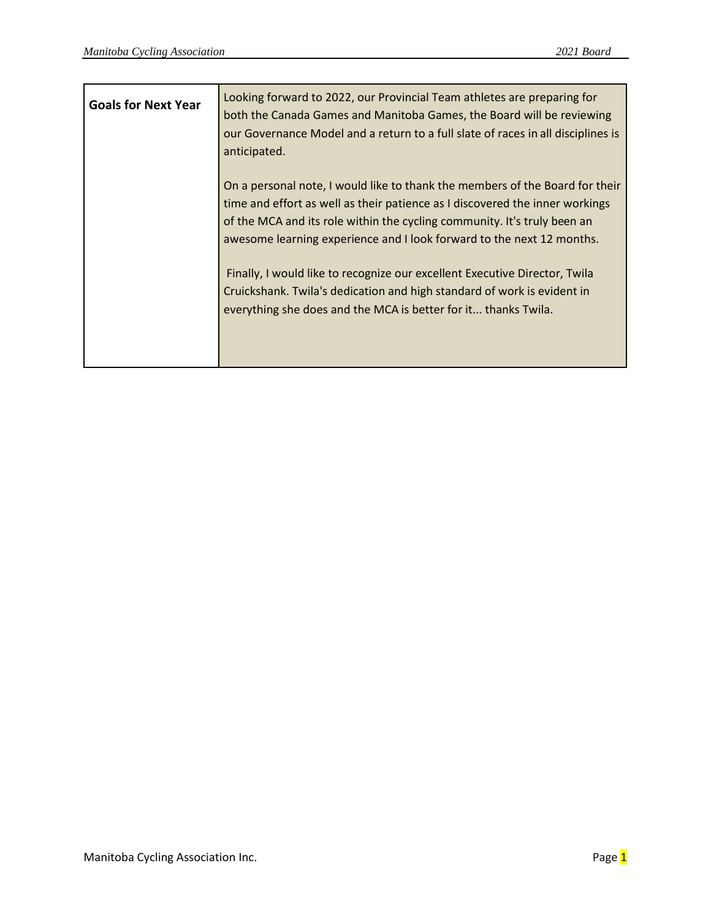| | |
|---|---|
| **Goals for Next Year** | Looking forward to 2022, our Provincial Team athletes are preparing for both the Canada Games and Manitoba Games, the Board will be reviewing our Governance Model and a return to a full slate of races in all disciplines is anticipated.<br><br>On a personal note, I would like to thank the members of the Board for their time and effort as well as their patience as I discovered the inner workings of the MCA and its role within the cycling community. It's truly been an awesome learning experience and I look forward to the next 12 months.<br><br>Finally, I would like to recognize our excellent Executive Director, Twila Cruickshank. Twila's dedication and high standard of work is evident in everything she does and the MCA is better for it... thanks Twila. |